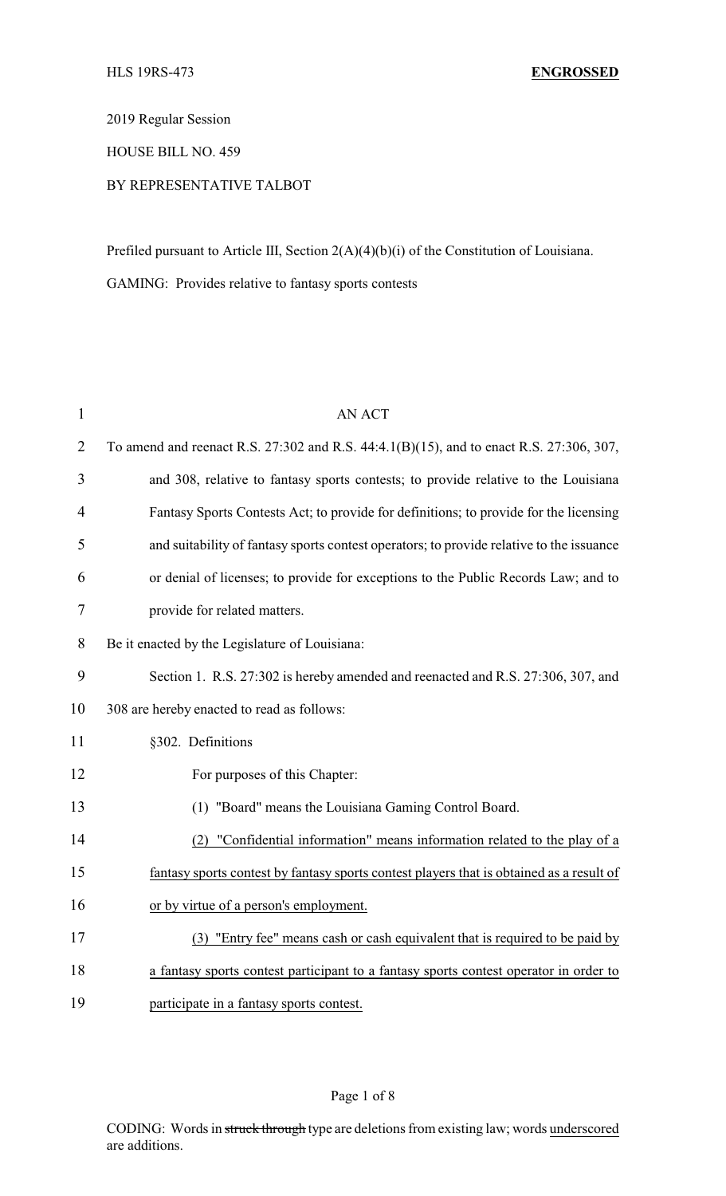HLS 19RS-473 **ENGROSSED**

2019 Regular Session

HOUSE BILL NO. 459

BY REPRESENTATIVE TALBOT

Prefiled pursuant to Article III, Section 2(A)(4)(b)(i) of the Constitution of Louisiana.

GAMING: Provides relative to fantasy sports contests

AN ACT

To amend and reenact R.S. 27:302 and R.S. 44:4.1(B)(15), and to enact R.S. 27:306, 307, and 308, relative to fantasy sports contests; to provide relative to the Louisiana Fantasy Sports Contests Act; to provide for definitions; to provide for the licensing and suitability of fantasy sports contest operators; to provide relative to the issuance or denial of licenses; to provide for exceptions to the Public Records Law; and to provide for related matters.

Be it enacted by the Legislature of Louisiana:

Section 1. R.S. 27:302 is hereby amended and reenacted and R.S. 27:306, 307, and 308 are hereby enacted to read as follows:

§302. Definitions

For purposes of this Chapter:

(1) "Board" means the Louisiana Gaming Control Board.

<u>(2) "Confidential information" means information related to the play of a fantasy sports contest by fantasy sports contest players that is obtained as a result of or by virtue of a person's employment.</u>

<u>(3) "Entry fee" means cash or cash equivalent that is required to be paid by a fantasy sports contest participant to a fantasy sports contest operator in order to participate in a fantasy sports contest.</u>

CODING: Words in ~~struck through~~ type are deletions from existing law; words <u>underscored</u> are additions.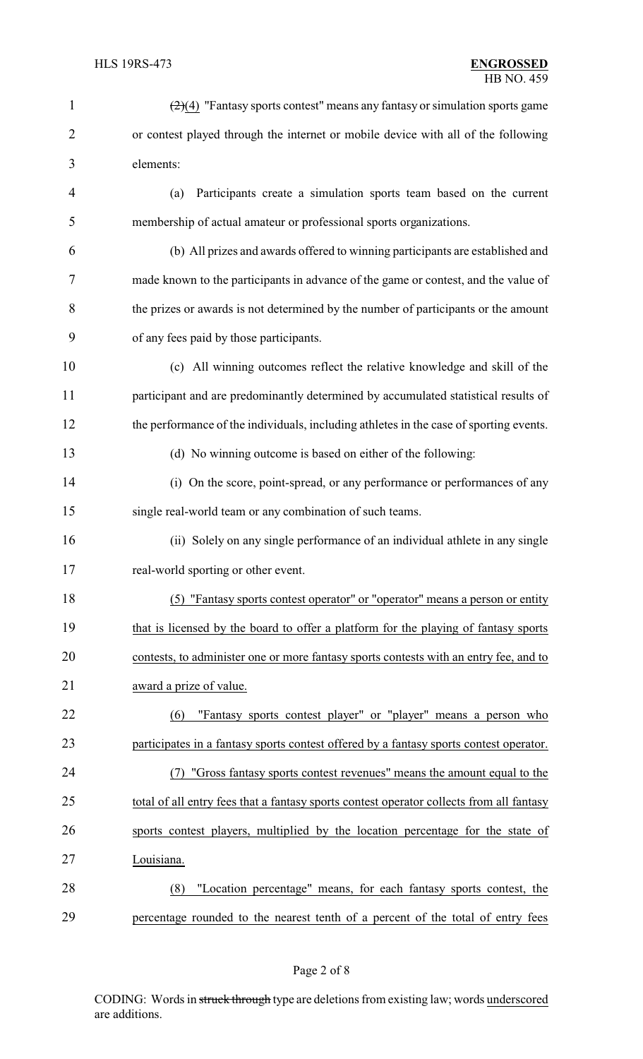~~(2)~~(4) "Fantasy sports contest" means any fantasy or simulation sports game or contest played through the internet or mobile device with all of the following elements:

(a) Participants create a simulation sports team based on the current membership of actual amateur or professional sports organizations.

(b) All prizes and awards offered to winning participants are established and made known to the participants in advance of the game or contest, and the value of the prizes or awards is not determined by the number of participants or the amount of any fees paid by those participants.

(c) All winning outcomes reflect the relative knowledge and skill of the participant and are predominantly determined by accumulated statistical results of the performance of the individuals, including athletes in the case of sporting events.

(d) No winning outcome is based on either of the following:

(i) On the score, point-spread, or any performance or performances of any single real-world team or any combination of such teams.

(ii) Solely on any single performance of an individual athlete in any single real-world sporting or other event.

<u>(5) "Fantasy sports contest operator" or "operator" means a person or entity that is licensed by the board to offer a platform for the playing of fantasy sports contests, to administer one or more fantasy sports contests with an entry fee, and to award a prize of value.</u>

<u>(6) "Fantasy sports contest player" or "player" means a person who participates in a fantasy sports contest offered by a fantasy sports contest operator.</u>

<u>(7) "Gross fantasy sports contest revenues" means the amount equal to the total of all entry fees that a fantasy sports contest operator collects from all fantasy sports contest players, multiplied by the location percentage for the state of Louisiana.</u>

<u>(8) "Location percentage" means, for each fantasy sports contest, the percentage rounded to the nearest tenth of a percent of the total of entry fees</u>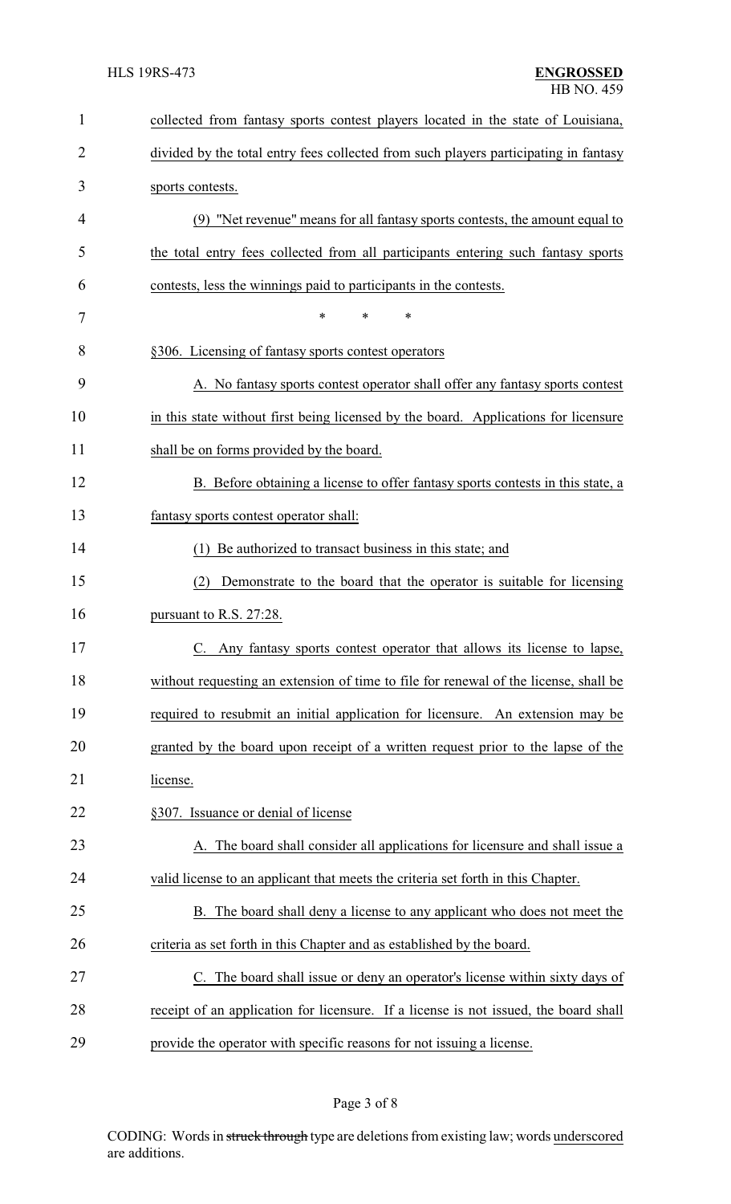collected from fantasy sports contest players located in the state of Louisiana, divided by the total entry fees collected from such players participating in fantasy sports contests.

(9) "Net revenue" means for all fantasy sports contests, the amount equal to the total entry fees collected from all participants entering such fantasy sports contests, less the winnings paid to participants in the contests.

\* \* \*

§306. Licensing of fantasy sports contest operators

A. No fantasy sports contest operator shall offer any fantasy sports contest in this state without first being licensed by the board. Applications for licensure shall be on forms provided by the board.

B. Before obtaining a license to offer fantasy sports contests in this state, a fantasy sports contest operator shall:

(1) Be authorized to transact business in this state; and

(2) Demonstrate to the board that the operator is suitable for licensing pursuant to R.S. 27:28.

C. Any fantasy sports contest operator that allows its license to lapse, without requesting an extension of time to file for renewal of the license, shall be required to resubmit an initial application for licensure. An extension may be granted by the board upon receipt of a written request prior to the lapse of the license.

§307. Issuance or denial of license

A. The board shall consider all applications for licensure and shall issue a valid license to an applicant that meets the criteria set forth in this Chapter.

B. The board shall deny a license to any applicant who does not meet the criteria as set forth in this Chapter and as established by the board.

C. The board shall issue or deny an operator's license within sixty days of receipt of an application for licensure. If a license is not issued, the board shall provide the operator with specific reasons for not issuing a license.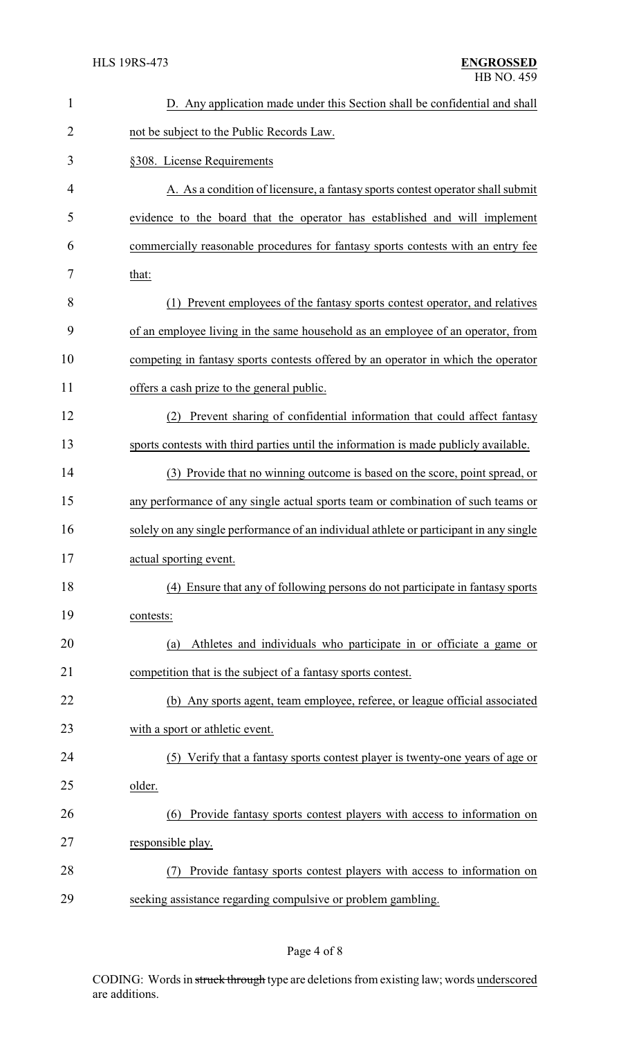D. Any application made under this Section shall be confidential and shall not be subject to the Public Records Law.

§308. License Requirements

A. As a condition of licensure, a fantasy sports contest operator shall submit evidence to the board that the operator has established and will implement commercially reasonable procedures for fantasy sports contests with an entry fee that:

(1) Prevent employees of the fantasy sports contest operator, and relatives of an employee living in the same household as an employee of an operator, from competing in fantasy sports contests offered by an operator in which the operator offers a cash prize to the general public.

(2) Prevent sharing of confidential information that could affect fantasy sports contests with third parties until the information is made publicly available.

(3) Provide that no winning outcome is based on the score, point spread, or any performance of any single actual sports team or combination of such teams or solely on any single performance of an individual athlete or participant in any single actual sporting event.

(4) Ensure that any of following persons do not participate in fantasy sports contests:

(a) Athletes and individuals who participate in or officiate a game or competition that is the subject of a fantasy sports contest.

(b) Any sports agent, team employee, referee, or league official associated with a sport or athletic event.

(5) Verify that a fantasy sports contest player is twenty-one years of age or older.

(6) Provide fantasy sports contest players with access to information on responsible play.

(7) Provide fantasy sports contest players with access to information on seeking assistance regarding compulsive or problem gambling.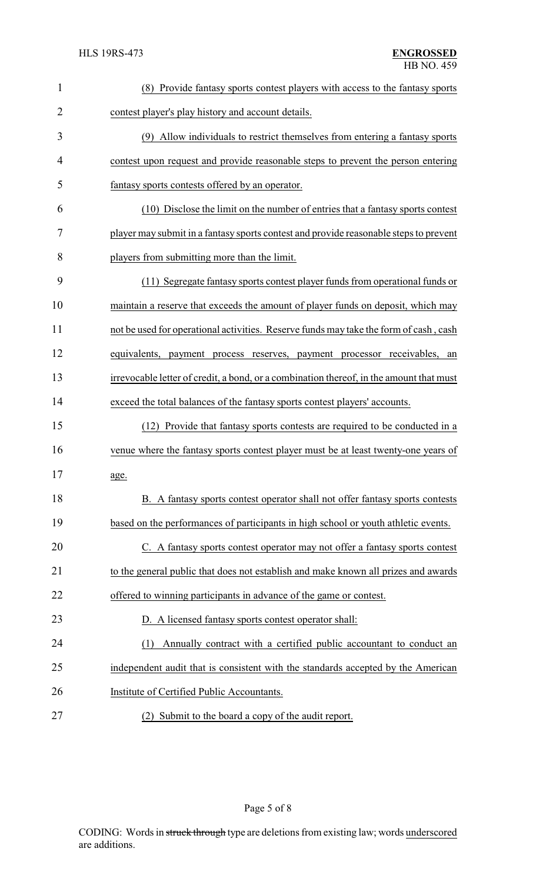(8) Provide fantasy sports contest players with access to the fantasy sports contest player's play history and account details.

(9) Allow individuals to restrict themselves from entering a fantasy sports contest upon request and provide reasonable steps to prevent the person entering fantasy sports contests offered by an operator.

(10) Disclose the limit on the number of entries that a fantasy sports contest player may submit in a fantasy sports contest and provide reasonable steps to prevent players from submitting more than the limit.

(11) Segregate fantasy sports contest player funds from operational funds or maintain a reserve that exceeds the amount of player funds on deposit, which may not be used for operational activities. Reserve funds may take the form of cash , cash equivalents, payment process reserves, payment processor receivables, an irrevocable letter of credit, a bond, or a combination thereof, in the amount that must exceed the total balances of the fantasy sports contest players' accounts.

(12) Provide that fantasy sports contests are required to be conducted in a venue where the fantasy sports contest player must be at least twenty-one years of age.

B. A fantasy sports contest operator shall not offer fantasy sports contests based on the performances of participants in high school or youth athletic events.

C. A fantasy sports contest operator may not offer a fantasy sports contest to the general public that does not establish and make known all prizes and awards offered to winning participants in advance of the game or contest.

D. A licensed fantasy sports contest operator shall:

(1) Annually contract with a certified public accountant to conduct an independent audit that is consistent with the standards accepted by the American Institute of Certified Public Accountants.

(2) Submit to the board a copy of the audit report.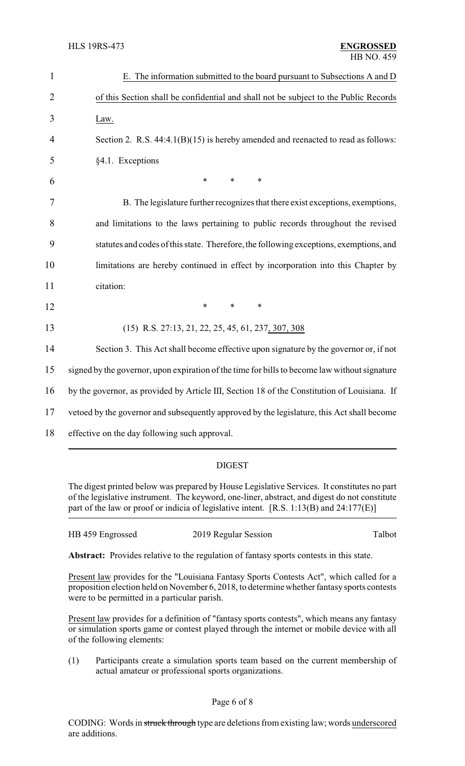E. The information submitted to the board pursuant to Subsections A and D of this Section shall be confidential and shall not be subject to the Public Records Law.

Section 2. R.S. 44:4.1(B)(15) is hereby amended and reenacted to read as follows:

§4.1. Exceptions

\* \* \*

B. The legislature further recognizes that there exist exceptions, exemptions, and limitations to the laws pertaining to public records throughout the revised statutes and codes of this state. Therefore, the following exceptions, exemptions, and limitations are hereby continued in effect by incorporation into this Chapter by citation:

\* \* \*

(15) R.S. 27:13, 21, 22, 25, 45, 61, 237, 307, 308

Section 3. This Act shall become effective upon signature by the governor or, if not signed by the governor, upon expiration of the time for bills to become law without signature by the governor, as provided by Article III, Section 18 of the Constitution of Louisiana. If vetoed by the governor and subsequently approved by the legislature, this Act shall become effective on the day following such approval.

## DIGEST

The digest printed below was prepared by House Legislative Services. It constitutes no part of the legislative instrument. The keyword, one-liner, abstract, and digest do not constitute part of the law or proof or indicia of legislative intent. [R.S. 1:13(B) and 24:177(E)]

HB 459 Engrossed — 2019 Regular Session — Talbot

**Abstract:** Provides relative to the regulation of fantasy sports contests in this state.

Present law provides for the "Louisiana Fantasy Sports Contests Act", which called for a proposition election held on November 6, 2018, to determine whether fantasy sports contests were to be permitted in a particular parish.

Present law provides for a definition of "fantasy sports contests", which means any fantasy or simulation sports game or contest played through the internet or mobile device with all of the following elements:

(1) Participants create a simulation sports team based on the current membership of actual amateur or professional sports organizations.

CODING: Words in ~~struck through~~ type are deletions from existing law; words underscored are additions.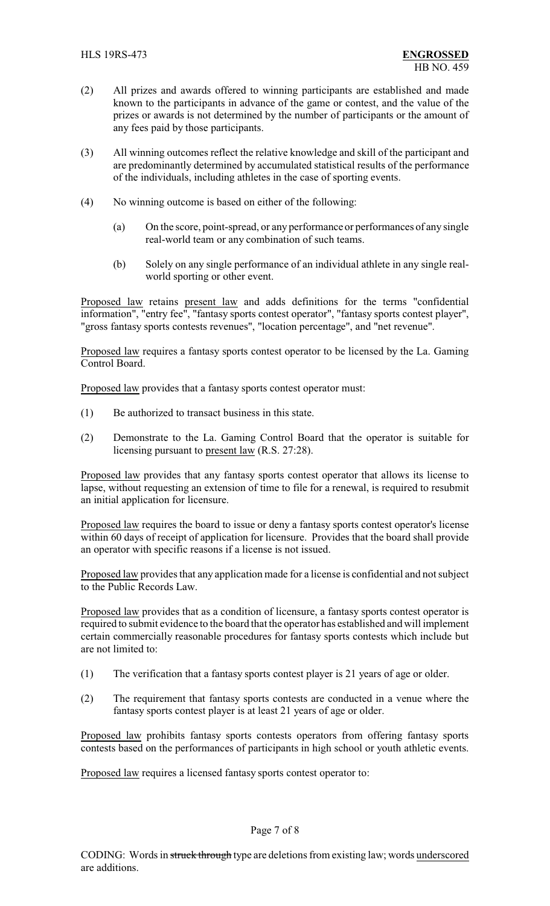(2) All prizes and awards offered to winning participants are established and made known to the participants in advance of the game or contest, and the value of the prizes or awards is not determined by the number of participants or the amount of any fees paid by those participants.

(3) All winning outcomes reflect the relative knowledge and skill of the participant and are predominantly determined by accumulated statistical results of the performance of the individuals, including athletes in the case of sporting events.

(4) No winning outcome is based on either of the following:

(a) On the score, point-spread, or any performance or performances of any single real-world team or any combination of such teams.

(b) Solely on any single performance of an individual athlete in any single real-world sporting or other event.

Proposed law retains present law and adds definitions for the terms "confidential information", "entry fee", "fantasy sports contest operator", "fantasy sports contest player", "gross fantasy sports contests revenues", "location percentage", and "net revenue".

Proposed law requires a fantasy sports contest operator to be licensed by the La. Gaming Control Board.

Proposed law provides that a fantasy sports contest operator must:

(1) Be authorized to transact business in this state.

(2) Demonstrate to the La. Gaming Control Board that the operator is suitable for licensing pursuant to present law (R.S. 27:28).

Proposed law provides that any fantasy sports contest operator that allows its license to lapse, without requesting an extension of time to file for a renewal, is required to resubmit an initial application for licensure.

Proposed law requires the board to issue or deny a fantasy sports contest operator's license within 60 days of receipt of application for licensure. Provides that the board shall provide an operator with specific reasons if a license is not issued.

Proposed law provides that any application made for a license is confidential and not subject to the Public Records Law.

Proposed law provides that as a condition of licensure, a fantasy sports contest operator is required to submit evidence to the board that the operator has established and will implement certain commercially reasonable procedures for fantasy sports contests which include but are not limited to:

(1) The verification that a fantasy sports contest player is 21 years of age or older.

(2) The requirement that fantasy sports contests are conducted in a venue where the fantasy sports contest player is at least 21 years of age or older.

Proposed law prohibits fantasy sports contests operators from offering fantasy sports contests based on the performances of participants in high school or youth athletic events.

Proposed law requires a licensed fantasy sports contest operator to: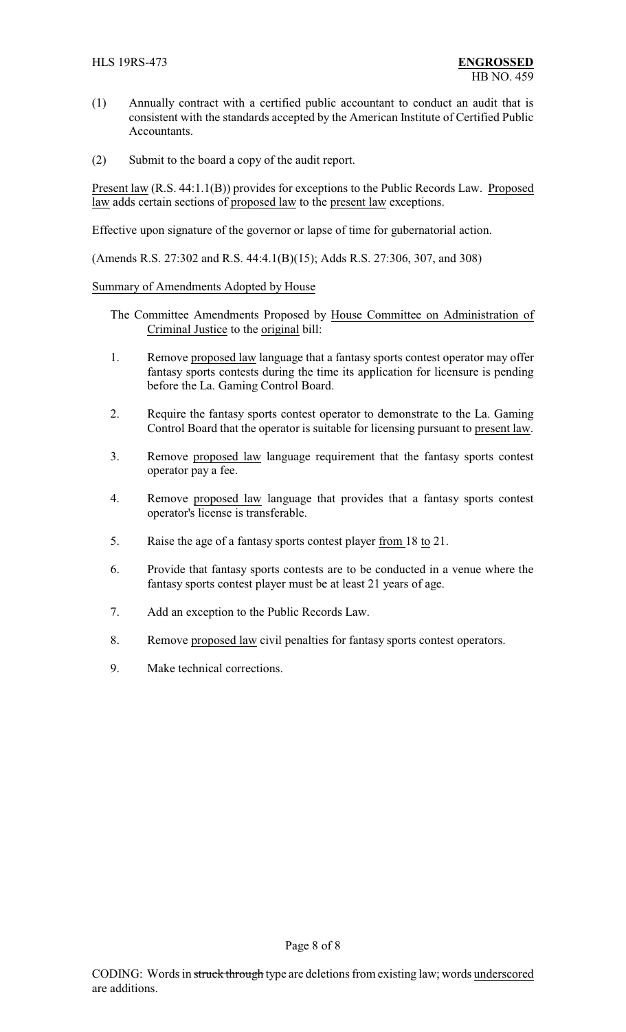(1) Annually contract with a certified public accountant to conduct an audit that is consistent with the standards accepted by the American Institute of Certified Public Accountants.

(2) Submit to the board a copy of the audit report.

Present law (R.S. 44:1.1(B)) provides for exceptions to the Public Records Law. Proposed law adds certain sections of proposed law to the present law exceptions.

Effective upon signature of the governor or lapse of time for gubernatorial action.

(Amends R.S. 27:302 and R.S. 44:4.1(B)(15); Adds R.S. 27:306, 307, and 308)

Summary of Amendments Adopted by House

The Committee Amendments Proposed by House Committee on Administration of Criminal Justice to the original bill:

1. Remove proposed law language that a fantasy sports contest operator may offer fantasy sports contests during the time its application for licensure is pending before the La. Gaming Control Board.

2. Require the fantasy sports contest operator to demonstrate to the La. Gaming Control Board that the operator is suitable for licensing pursuant to present law.

3. Remove proposed law language requirement that the fantasy sports contest operator pay a fee.

4. Remove proposed law language that provides that a fantasy sports contest operator's license is transferable.

5. Raise the age of a fantasy sports contest player from 18 to 21.

6. Provide that fantasy sports contests are to be conducted in a venue where the fantasy sports contest player must be at least 21 years of age.

7. Add an exception to the Public Records Law.

8. Remove proposed law civil penalties for fantasy sports contest operators.

9. Make technical corrections.